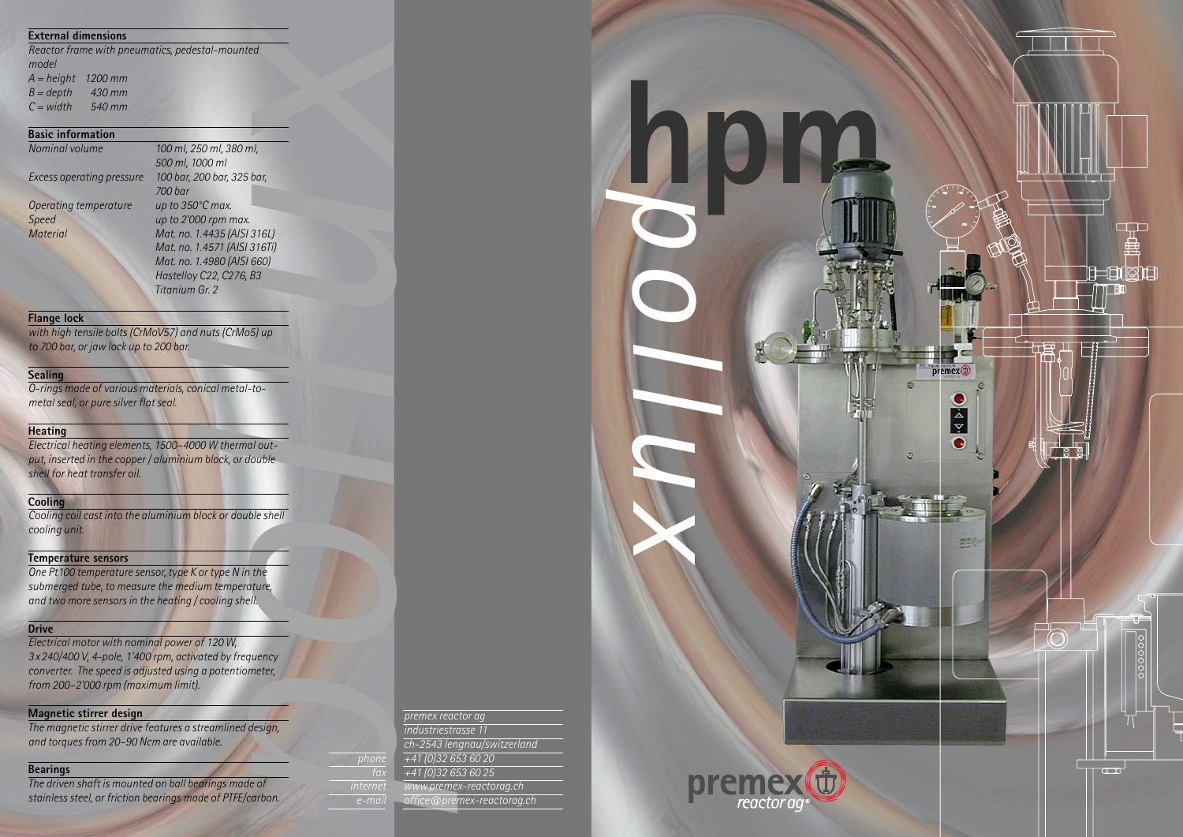# hpm pollux

## External dimensions

*Reactor frame with pneumatics, pedestal-mounted model*

*A = height 1200 mm*
*B = depth 430 mm*
*C = width 540 mm*

## Basic information

| | |
|---|---|
| *Nominal volume* | *100 ml, 250 ml, 380 ml, 500 ml, 1000 ml* |
| *Excess operating pressure* | *100 bar, 200 bar, 325 bar, 700 bar* |
| *Operating temperature* | *up to 350°C max.* |
| *Speed* | *up to 2'000 rpm max.* |
| *Material* | *Mat. no. 1.4435 (AISI 316L)* *Mat. no. 1.4571 (AISI 316Ti)* *Mat. no. 1.4980 (AISI 660)* *Hastelloy C22, C276, B3* *Titanium Gr. 2* |

## Flange lock

*with high tensile bolts (CrMoV57) and nuts (CrMo5) up to 700 bar, or jaw lock up to 200 bar.*

## Sealing

*O-rings made of various materials, conical metal-to-metal seal, or pure silver flat seal.*

## Heating

*Electrical heating elements, 1500–4000 W thermal output, inserted in the copper / aluminium block, or double shell for heat transfer oil.*

## Cooling

*Cooling coil cast into the aluminium block or double shell cooling unit.*

## Temperature sensors

*One Pt100 temperature sensor, type K or type N in the submerged tube, to measure the medium temperature, and two more sensors in the heating / cooling shell.*

## Drive

*Electrical motor with nominal power of 120 W, 3 x 240/400 V, 4-pole, 1'400 rpm, activated by frequency converter. The speed is adjusted using a potentiometer, from 200–2'000 rpm (maximum limit).*

## Magnetic stirrer design

*The magnetic stirrer drive features a streamlined design, and torques from 20–90 Ncm are available.*

## Bearings

*The driven shaft is mounted on ball bearings made of stainless steel, or friction bearings made of PTFE/carbon.*

---

*premex reactor ag*
*industriestrasse 11*
*ch-2543 lengnau/switzerland*

| | |
|---|---|
| *phone* | *+41 (0)32 653 60 20* |
| *fax* | *+41 (0)32 653 60 25* |
| *internet* | *www.premex-reactorag.ch* |
| *e-mail* | *office@premex-reactorag.ch* |

premex reactor ag®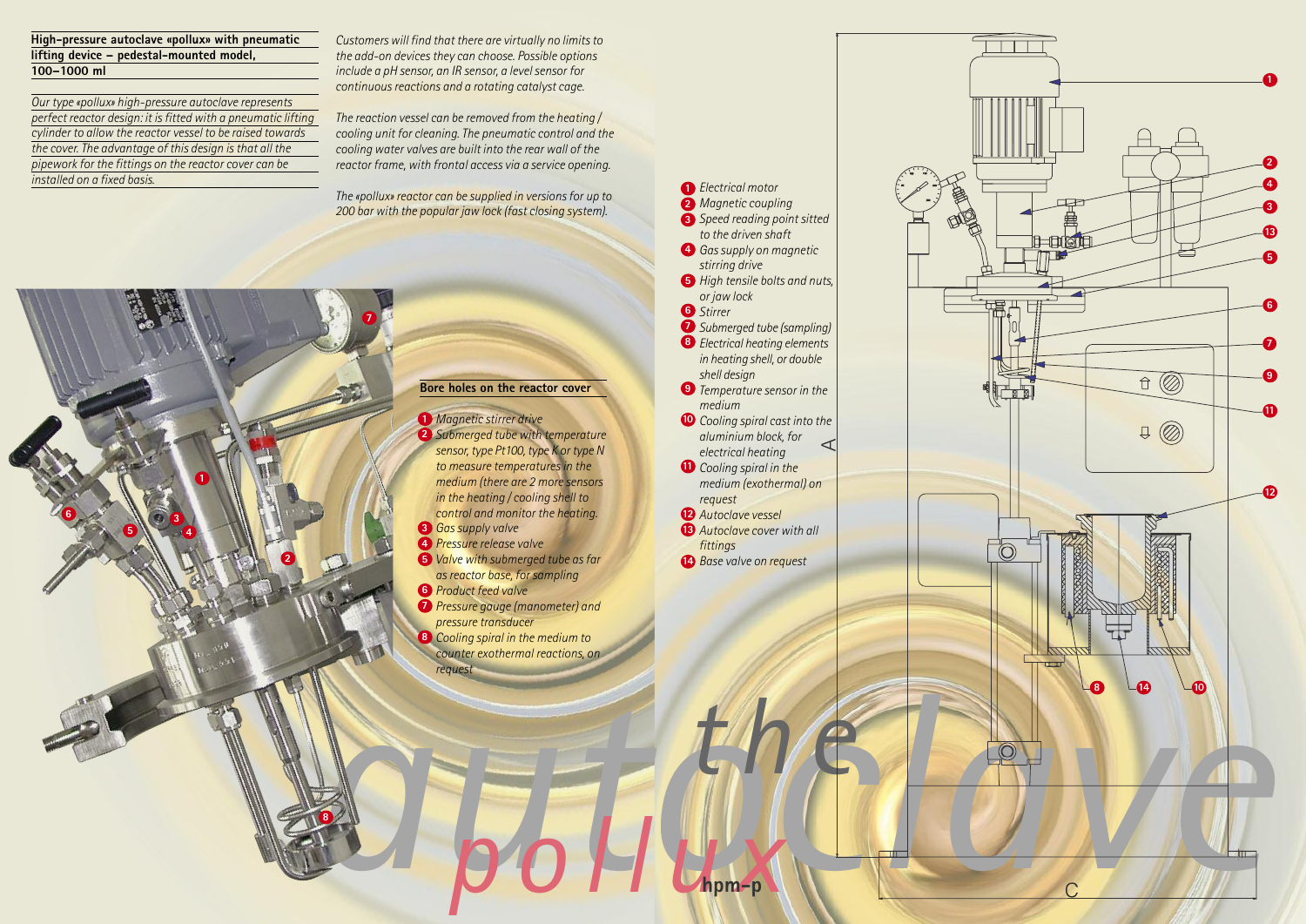## High-pressure autoclave «pollux» with pneumatic lifting device – pedestal-mounted model, 100–1000 ml

*Our type «pollux» high-pressure autoclave represents perfect reactor design: it is fitted with a pneumatic lifting cylinder to allow the reactor vessel to be raised towards the cover. The advantage of this design is that all the pipework for the fittings on the reactor cover can be installed on a fixed basis.*

*Customers will find that there are virtually no limits to the add-on devices they can choose. Possible options include a pH sensor, an IR sensor, a level sensor for continuous reactions and a rotating catalyst cage.*

*The reaction vessel can be removed from the heating / cooling unit for cleaning. The pneumatic control and the cooling water valves are built into the rear wall of the reactor frame, with frontal access via a service opening.*

*The «pollux» reactor can be supplied in versions for up to 200 bar with the popular jaw lock (fast closing system).*

### Bore holes on the reactor cover

1. *Magnetic stirrer drive*
2. *Submerged tube with temperature sensor, type Pt100, type K or type N to measure temperatures in the medium (there are 2 more sensors in the heating / cooling shell to control and monitor the heating.*
3. *Gas supply valve*
4. *Pressure release valve*
5. *Valve with submerged tube as far as reactor base, for sampling*
6. *Product feed valve*
7. *Pressure gauge (manometer) and pressure transducer*
8. *Cooling spiral in the medium to counter exothermal reactions, on request*

1. *Electrical motor*
2. *Magnetic coupling*
3. *Speed reading point sitted to the driven shaft*
4. *Gas supply on magnetic stirring drive*
5. *High tensile bolts and nuts, or jaw lock*
6. *Stirrer*
7. *Submerged tube (sampling)*
8. *Electrical heating elements in heating shell, or double shell design*
9. *Temperature sensor in the medium*
10. *Cooling spiral cast into the aluminium block, for electrical heating*
11. *Cooling spiral in the medium (exothermal) on request*
12. *Autoclave vessel*
13. *Autoclave cover with all fittings*
14. *Base valve on request*

A

C

*the autoclave pollux*

**hpm-p**